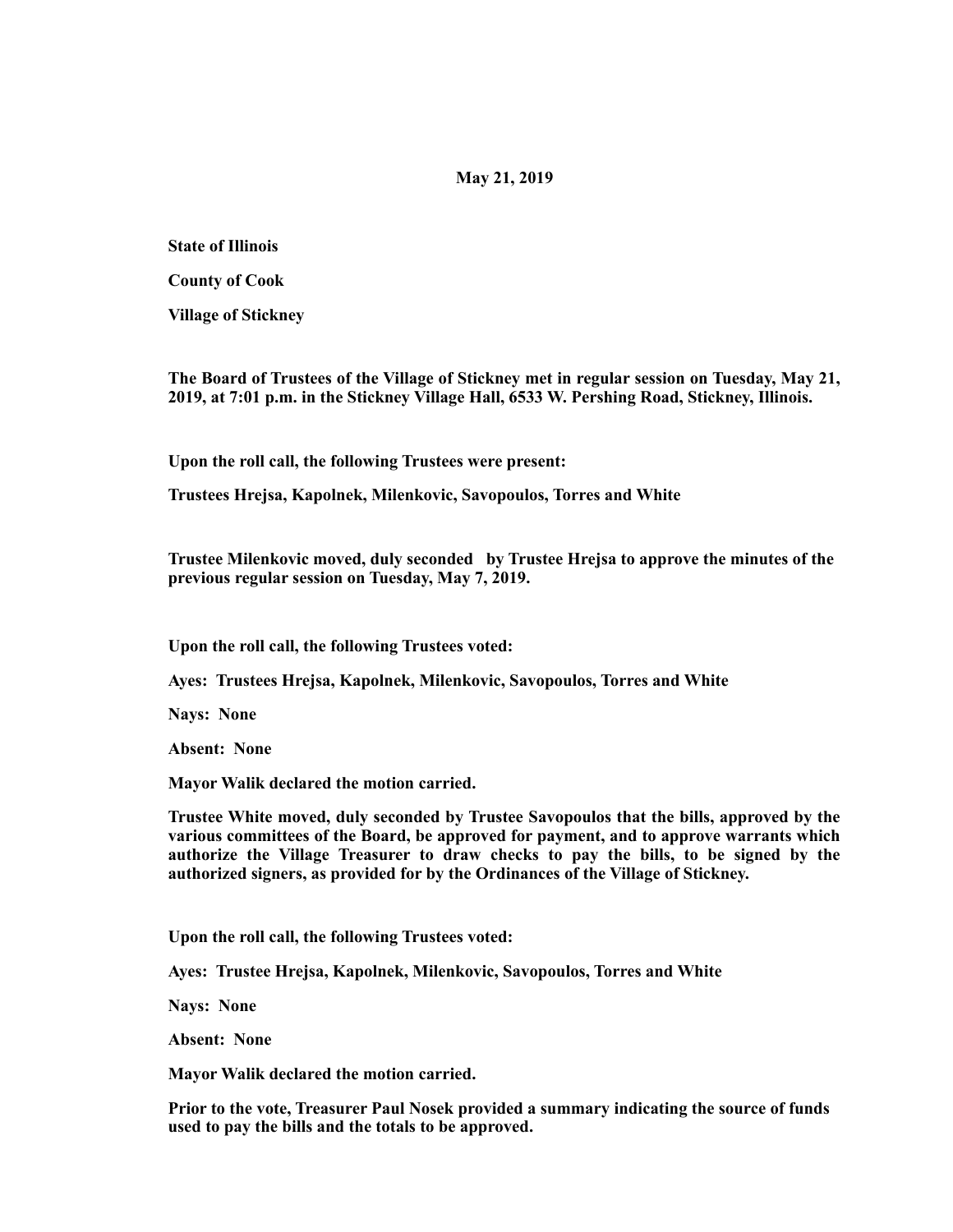**May 21, 2019**

**State of Illinois**

**County of Cook**

**Village of Stickney**

**The Board of Trustees of the Village of Stickney met in regular session on Tuesday, May 21, 2019, at 7:01 p.m. in the Stickney Village Hall, 6533 W. Pershing Road, Stickney, Illinois.**

**Upon the roll call, the following Trustees were present:**

**Trustees Hrejsa, Kapolnek, Milenkovic, Savopoulos, Torres and White**

**Trustee Milenkovic moved, duly seconded by Trustee Hrejsa to approve the minutes of the previous regular session on Tuesday, May 7, 2019.**

**Upon the roll call, the following Trustees voted:**

**Ayes: Trustees Hrejsa, Kapolnek, Milenkovic, Savopoulos, Torres and White**

**Nays: None**

**Absent: None**

**Mayor Walik declared the motion carried.**

**Trustee White moved, duly seconded by Trustee Savopoulos that the bills, approved by the various committees of the Board, be approved for payment, and to approve warrants which authorize the Village Treasurer to draw checks to pay the bills, to be signed by the authorized signers, as provided for by the Ordinances of the Village of Stickney.**

**Upon the roll call, the following Trustees voted:**

**Ayes: Trustee Hrejsa, Kapolnek, Milenkovic, Savopoulos, Torres and White**

**Nays: None**

**Absent: None**

**Mayor Walik declared the motion carried.**

**Prior to the vote, Treasurer Paul Nosek provided a summary indicating the source of funds used to pay the bills and the totals to be approved.**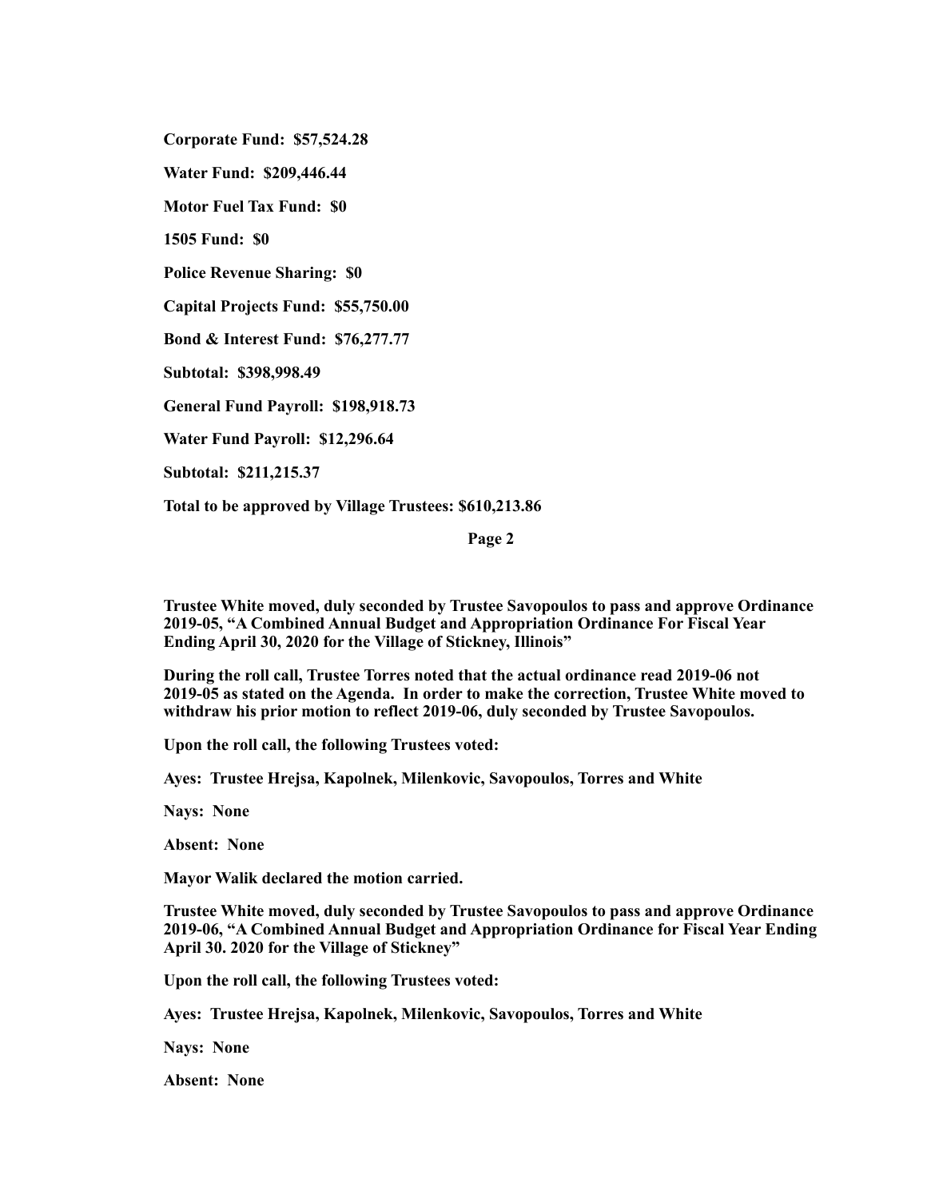**Corporate Fund: $57,524.28**

**Water Fund: $209,446.44**

**Motor Fuel Tax Fund: $0**

**1505 Fund: $0**

**Police Revenue Sharing: $0**

**Capital Projects Fund: $55,750.00**

**Bond & Interest Fund: $76,277.77**

**Subtotal: $398,998.49**

**General Fund Payroll: $198,918.73**

**Water Fund Payroll: $12,296.64**

**Subtotal: $211,215.37**

**Total to be approved by Village Trustees: $610,213.86**

**Trustee White moved, duly seconded by Trustee Savopoulos to pass and approve Ordinance 2019-05, "A Combined Annual Budget and Appropriation Ordinance For Fiscal Year Ending April 30, 2020 for the Village of Stickney, Illinois"**

**During the roll call, Trustee Torres noted that the actual ordinance read 2019-06 not 2019-05 as stated on the Agenda. In order to make the correction, Trustee White moved to withdraw his prior motion to reflect 2019-06, duly seconded by Trustee Savopoulos.**

**Upon the roll call, the following Trustees voted:**

**Ayes: Trustee Hrejsa, Kapolnek, Milenkovic, Savopoulos, Torres and White**

**Nays: None**

**Absent: None**

**Mayor Walik declared the motion carried.**

**Trustee White moved, duly seconded by Trustee Savopoulos to pass and approve Ordinance 2019-06, "A Combined Annual Budget and Appropriation Ordinance for Fiscal Year Ending April 30. 2020 for the Village of Stickney"**

**Upon the roll call, the following Trustees voted:**

**Ayes: Trustee Hrejsa, Kapolnek, Milenkovic, Savopoulos, Torres and White**

**Nays: None**

**Absent: None**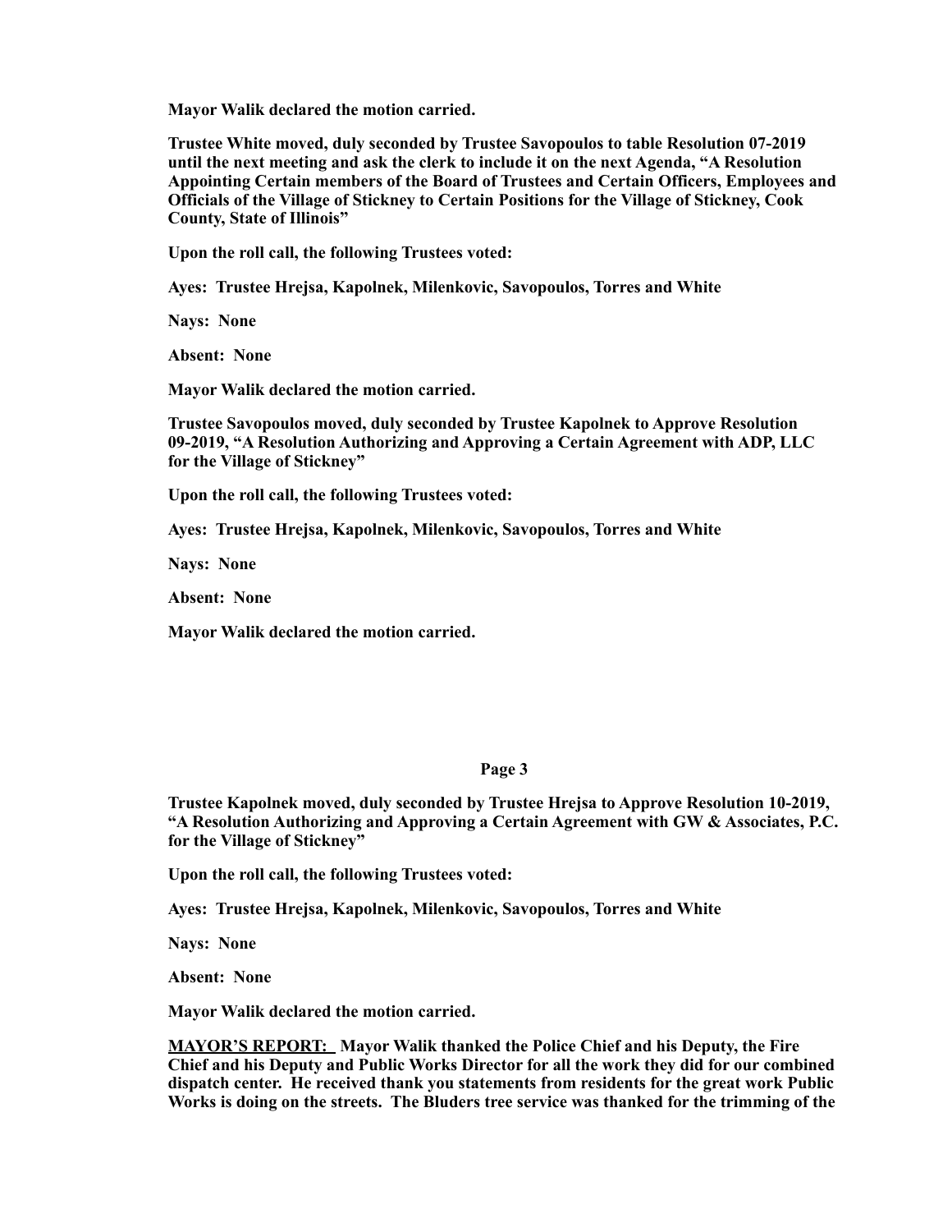**Mayor Walik declared the motion carried.**

**Trustee White moved, duly seconded by Trustee Savopoulos to table Resolution 07-2019 until the next meeting and ask the clerk to include it on the next Agenda, "A Resolution Appointing Certain members of the Board of Trustees and Certain Officers, Employees and Officials of the Village of Stickney to Certain Positions for the Village of Stickney, Cook County, State of Illinois"**

**Upon the roll call, the following Trustees voted:**

**Ayes: Trustee Hrejsa, Kapolnek, Milenkovic, Savopoulos, Torres and White**

**Nays: None**

**Absent: None**

**Mayor Walik declared the motion carried.**

**Trustee Savopoulos moved, duly seconded by Trustee Kapolnek to Approve Resolution 09-2019, "A Resolution Authorizing and Approving a Certain Agreement with ADP, LLC for the Village of Stickney"**

**Upon the roll call, the following Trustees voted:**

**Ayes: Trustee Hrejsa, Kapolnek, Milenkovic, Savopoulos, Torres and White**

**Nays: None**

**Absent: None**

**Mayor Walik declared the motion carried.**

**Trustee Kapolnek moved, duly seconded by Trustee Hrejsa to Approve Resolution 10-2019, "A Resolution Authorizing and Approving a Certain Agreement with GW & Associates, P.C. for the Village of Stickney"**

**Upon the roll call, the following Trustees voted:**

**Ayes: Trustee Hrejsa, Kapolnek, Milenkovic, Savopoulos, Torres and White**

**Nays: None**

**Absent: None**

**Mayor Walik declared the motion carried.**

**MAYOR'S REPORT: Mayor Walik thanked the Police Chief and his Deputy, the Fire Chief and his Deputy and Public Works Director for all the work they did for our combined dispatch center. He received thank you statements from residents for the great work Public Works is doing on the streets. The Bluders tree service was thanked for the trimming of the**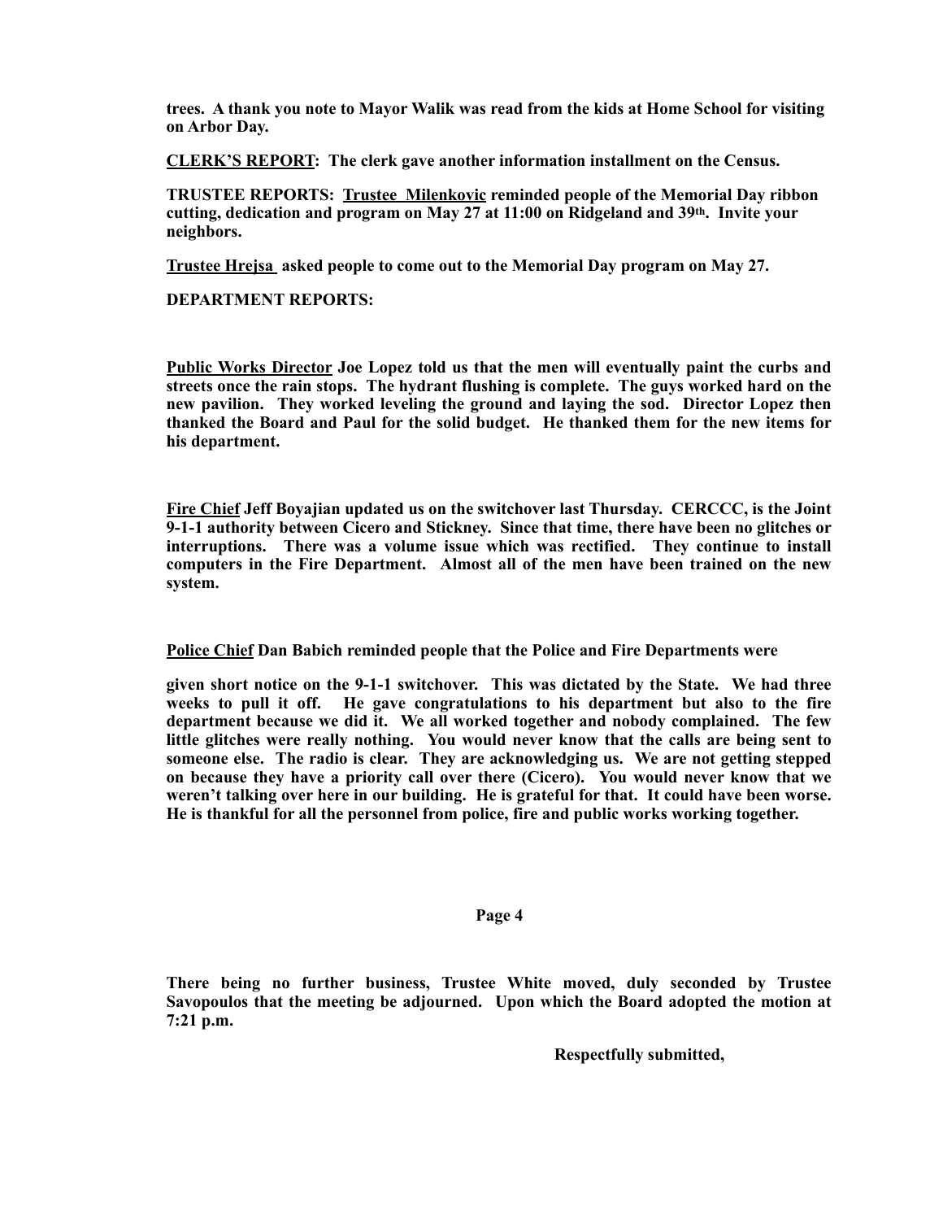**trees. A thank you note to Mayor Walik was read from the kids at Home School for visiting on Arbor Day.**

**CLERK'S REPORT: The clerk gave another information installment on the Census.**

**TRUSTEE REPORTS: Trustee Milenkovic reminded people of the Memorial Day ribbon cutting, dedication and program on May 27 at 11:00 on Ridgeland and 39th. Invite your neighbors.**

**Trustee Hrejsa asked people to come out to the Memorial Day program on May 27.**

**DEPARTMENT REPORTS:**

**Public Works Director Joe Lopez told us that the men will eventually paint the curbs and streets once the rain stops. The hydrant flushing is complete. The guys worked hard on the new pavilion. They worked leveling the ground and laying the sod. Director Lopez then thanked the Board and Paul for the solid budget. He thanked them for the new items for his department.**

**Fire Chief Jeff Boyajian updated us on the switchover last Thursday. CERCCC, is the Joint 9-1-1 authority between Cicero and Stickney. Since that time, there have been no glitches or interruptions. There was a volume issue which was rectified. They continue to install computers in the Fire Department. Almost all of the men have been trained on the new system.**

**Police Chief Dan Babich reminded people that the Police and Fire Departments were given short notice on the 9-1-1 switchover. This was dictated by the State. We had three weeks to pull it off. He gave congratulations to his department but also to the fire department because we did it. We all worked together and nobody complained. The few little glitches were really nothing. You would never know that the calls are being sent to someone else. The radio is clear. They are acknowledging us. We are not getting stepped on because they have a priority call over there (Cicero). You would never know that we weren't talking over here in our building. He is grateful for that. It could have been worse. He is thankful for all the personnel from police, fire and public works working together.**

**There being no further business, Trustee White moved, duly seconded by Trustee Savopoulos that the meeting be adjourned. Upon which the Board adopted the motion at 7:21 p.m.**

**Respectfully submitted,**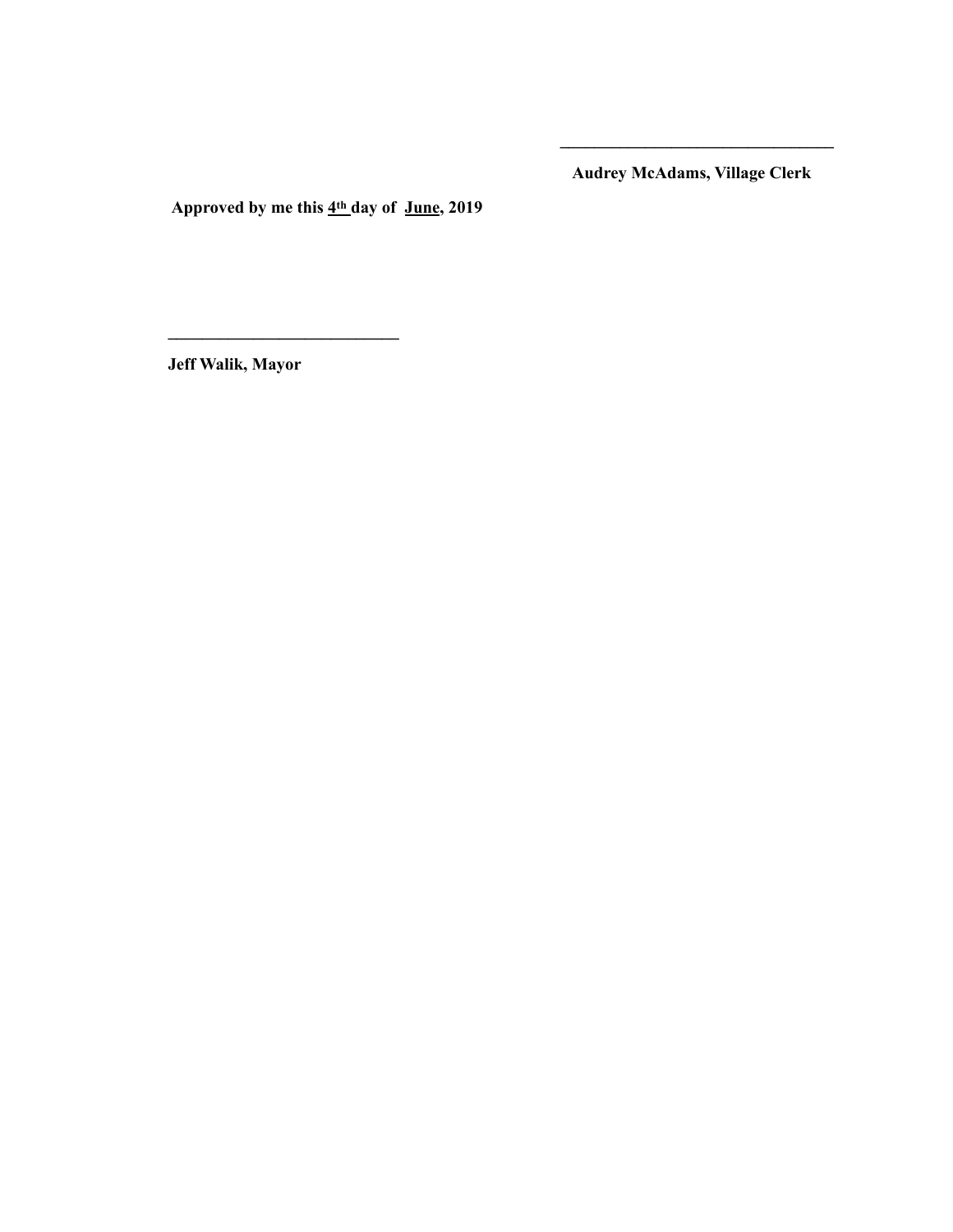\_\_\_\_\_\_\_\_\_\_\_\_\_\_\_\_\_\_\_\_\_\_\_\_\_\_\_\_\_\_\_\_

**Audrey McAdams, Village Clerk**

**Approved by me this 4th day of June, 2019**

\_\_\_\_\_\_\_\_\_\_\_\_\_\_\_\_\_\_\_\_\_\_\_\_\_\_\_\_

**Jeff Walik, Mayor**